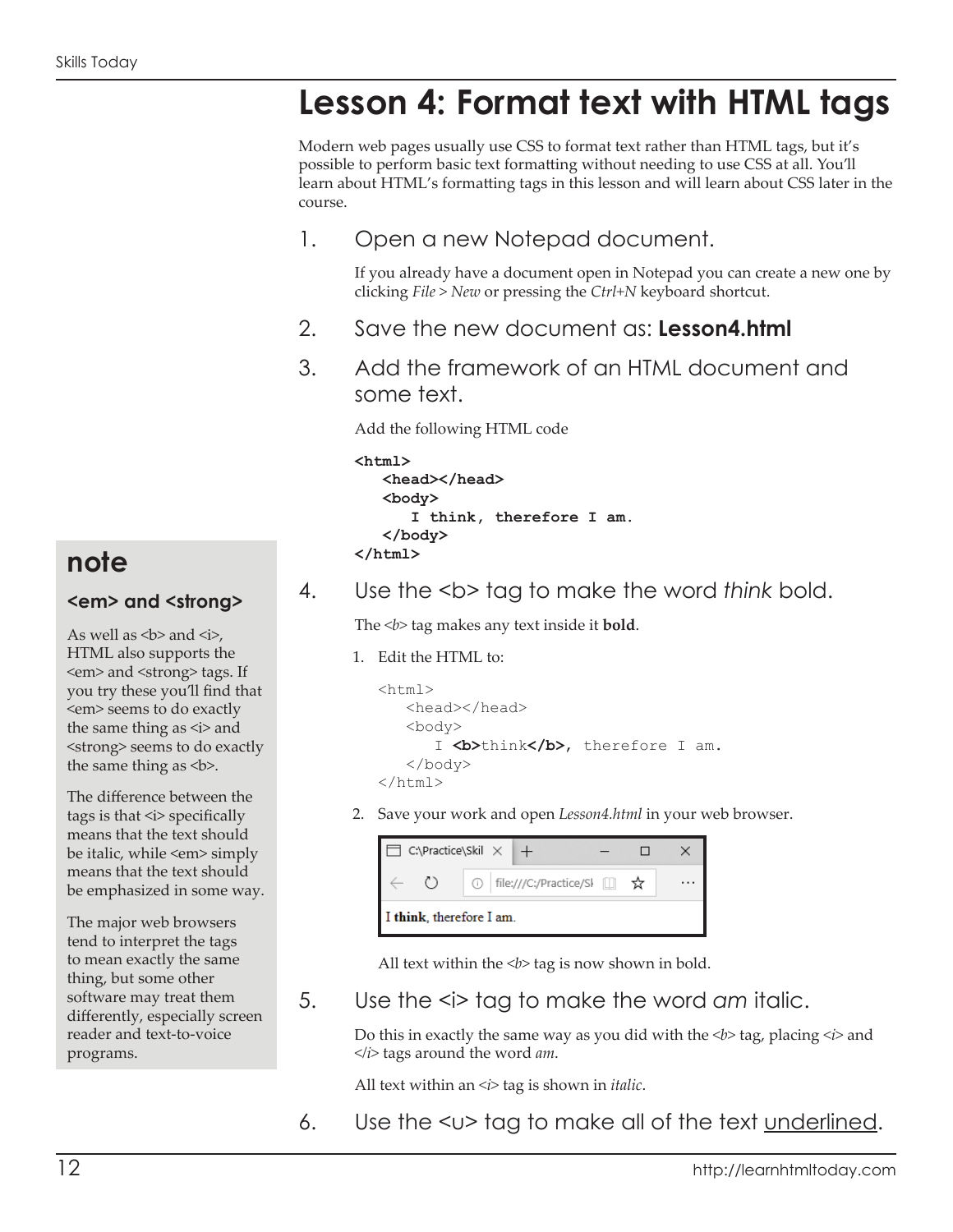# Lesson 4: Format text with HTML tags

Modern web pages usually use CSS to format text rather than HTML tags, but it's possible to perform basic text formatting without needing to use CSS at all. You'll learn about HTML's formatting tags in this lesson and will learn about CSS later in the course.

1. Open a new Notepad document.

   If you already have a document open in Notepad you can create a new one by clicking *File > New* or pressing the *Ctrl+N* keyboard shortcut.

2. Save the new document as: **Lesson4.html**

3. Add the framework of an HTML document and some text.

   Add the following HTML code

```
<html>
   <head></head>
   <body>
      I think, therefore I am.
   </body>
</html>
```

4. Use the <b> tag to make the word *think* bold.

   The *<b>* tag makes any text inside it **bold**.

   1. Edit the HTML to:

```
<html>
   <head></head>
   <body>
      I <b>think</b>, therefore I am.
   </body>
</html>
```

   2. Save your work and open *Lesson4.html* in your web browser.

   C:\Practice\Skil | file:///C:/Practice/Sl

   I **think**, therefore I am.

   All text within the *<b>* tag is now shown in bold.

5. Use the <i> tag to make the word *am* italic.

   Do this in exactly the same way as you did with the *<b>* tag, placing *<i>* and *</i>* tags around the word *am*.

   All text within an *<i>* tag is shown in *italic*.

6. Use the <u> tag to make all of the text <u>underlined</u>.

## note

### <em> and <strong>

As well as <b> and <i>, HTML also supports the <em> and <strong> tags. If you try these you'll find that <em> seems to do exactly the same thing as <i> and <strong> seems to do exactly the same thing as <b>.

The difference between the tags is that <i> specifically means that the text should be italic, while <em> simply means that the text should be emphasized in some way.

The major web browsers tend to interpret the tags to mean exactly the same thing, but some other software may treat them differently, especially screen reader and text-to-voice programs.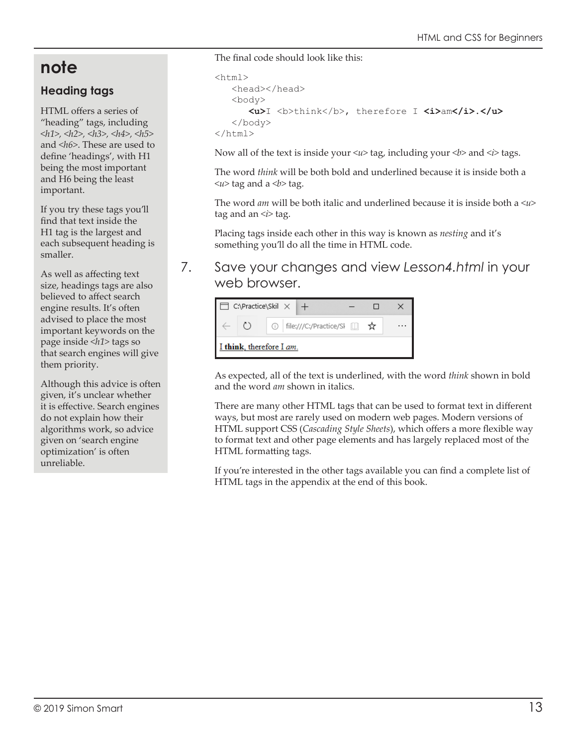## note

### Heading tags

HTML offers a series of “heading” tags, including *<h1>*, *<h2>*, *<h3>*, *<h4>*, *<h5>* and *<h6>*. These are used to define ‘headings’, with H1 being the most important and H6 being the least important.

If you try these tags you’ll find that text inside the H1 tag is the largest and each subsequent heading is smaller.

As well as affecting text size, headings tags are also believed to affect search engine results. It’s often advised to place the most important keywords on the page inside *<h1>* tags so that search engines will give them priority.

Although this advice is often given, it’s unclear whether it is effective. Search engines do not explain how their algorithms work, so advice given on ‘search engine optimization’ is often unreliable.

---

The final code should look like this:

```
<html>
   <head></head>
   <body>
      <u>I <b>think</b>, therefore I <i>am</i>.</u>
   </body>
</html>
```

Now all of the text is inside your *<u>* tag, including your *<b>* and *<i>* tags.

The word *think* will be both bold and underlined because it is inside both a *<u>* tag and a *<b>* tag.

The word *am* will be both italic and underlined because it is inside both a *<u>* tag and an *<i>* tag.

Placing tags inside each other in this way is known as *nesting* and it’s something you’ll do all the time in HTML code.

7. Save your changes and view *Lesson4.html* in your web browser.

C:\Practice\Skil

file:///C:/Practice/Sk

I **think**, therefore I *am*.

As expected, all of the text is underlined, with the word *think* shown in bold and the word *am* shown in italics.

There are many other HTML tags that can be used to format text in different ways, but most are rarely used on modern web pages. Modern versions of HTML support CSS (*Cascading Style Sheets*), which offers a more flexible way to format text and other page elements and has largely replaced most of the HTML formatting tags.

If you’re interested in the other tags available you can find a complete list of HTML tags in the appendix at the end of this book.